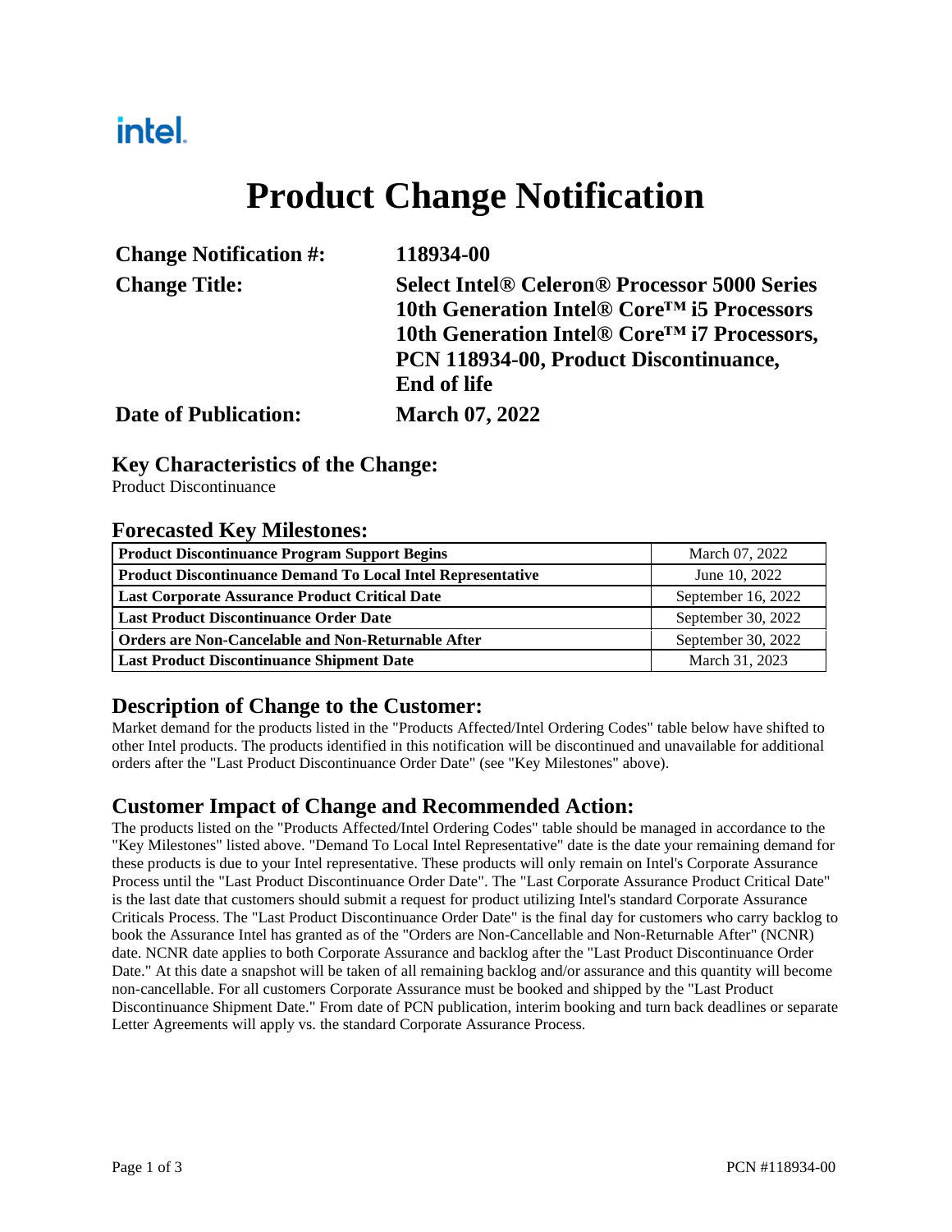intel.

# Product Change Notification

**Change Notification #:** 118934-00

**Change Title:** Select Intel® Celeron® Processor 5000 Series 10th Generation Intel® Core™ i5 Processors 10th Generation Intel® Core™ i7 Processors, PCN 118934-00, Product Discontinuance, End of life

**Date of Publication:** March 07, 2022

## Key Characteristics of the Change:

Product Discontinuance

## Forecasted Key Milestones:

| | |
|---|---|
| **Product Discontinuance Program Support Begins** | March 07, 2022 |
| **Product Discontinuance Demand To Local Intel Representative** | June 10, 2022 |
| **Last Corporate Assurance Product Critical Date** | September 16, 2022 |
| **Last Product Discontinuance Order Date** | September 30, 2022 |
| **Orders are Non-Cancelable and Non-Returnable After** | September 30, 2022 |
| **Last Product Discontinuance Shipment Date** | March 31, 2023 |

## Description of Change to the Customer:

Market demand for the products listed in the "Products Affected/Intel Ordering Codes" table below have shifted to other Intel products. The products identified in this notification will be discontinued and unavailable for additional orders after the "Last Product Discontinuance Order Date" (see "Key Milestones" above).

## Customer Impact of Change and Recommended Action:

The products listed on the "Products Affected/Intel Ordering Codes" table should be managed in accordance to the "Key Milestones" listed above. "Demand To Local Intel Representative" date is the date your remaining demand for these products is due to your Intel representative. These products will only remain on Intel's Corporate Assurance Process until the "Last Product Discontinuance Order Date". The "Last Corporate Assurance Product Critical Date" is the last date that customers should submit a request for product utilizing Intel's standard Corporate Assurance Criticals Process. The "Last Product Discontinuance Order Date" is the final day for customers who carry backlog to book the Assurance Intel has granted as of the "Orders are Non-Cancellable and Non-Returnable After" (NCNR) date. NCNR date applies to both Corporate Assurance and backlog after the "Last Product Discontinuance Order Date." At this date a snapshot will be taken of all remaining backlog and/or assurance and this quantity will become non-cancellable. For all customers Corporate Assurance must be booked and shipped by the "Last Product Discontinuance Shipment Date." From date of PCN publication, interim booking and turn back deadlines or separate Letter Agreements will apply vs. the standard Corporate Assurance Process.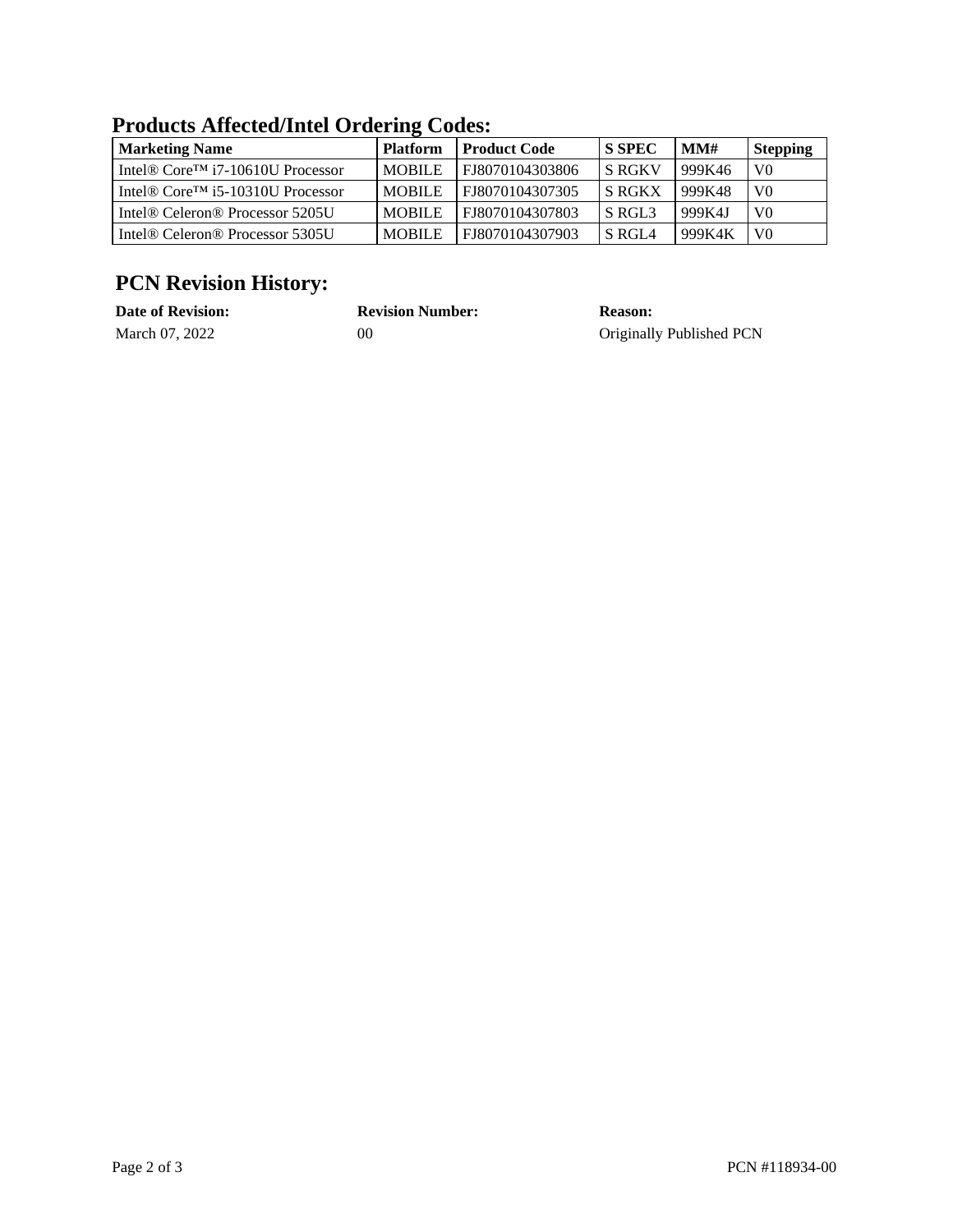## Products Affected/Intel Ordering Codes:

| Marketing Name | Platform | Product Code | S SPEC | MM# | Stepping |
|---|---|---|---|---|---|
| Intel® Core™ i7-10610U Processor | MOBILE | FJ8070104303806 | S RGKV | 999K46 | V0 |
| Intel® Core™ i5-10310U Processor | MOBILE | FJ8070104307305 | S RGKX | 999K48 | V0 |
| Intel® Celeron® Processor 5205U | MOBILE | FJ8070104307803 | S RGL3 | 999K4J | V0 |
| Intel® Celeron® Processor 5305U | MOBILE | FJ8070104307903 | S RGL4 | 999K4K | V0 |

## PCN Revision History:

| Date of Revision: | Revision Number: | Reason: |
|---|---|---|
| March 07, 2022 | 00 | Originally Published PCN |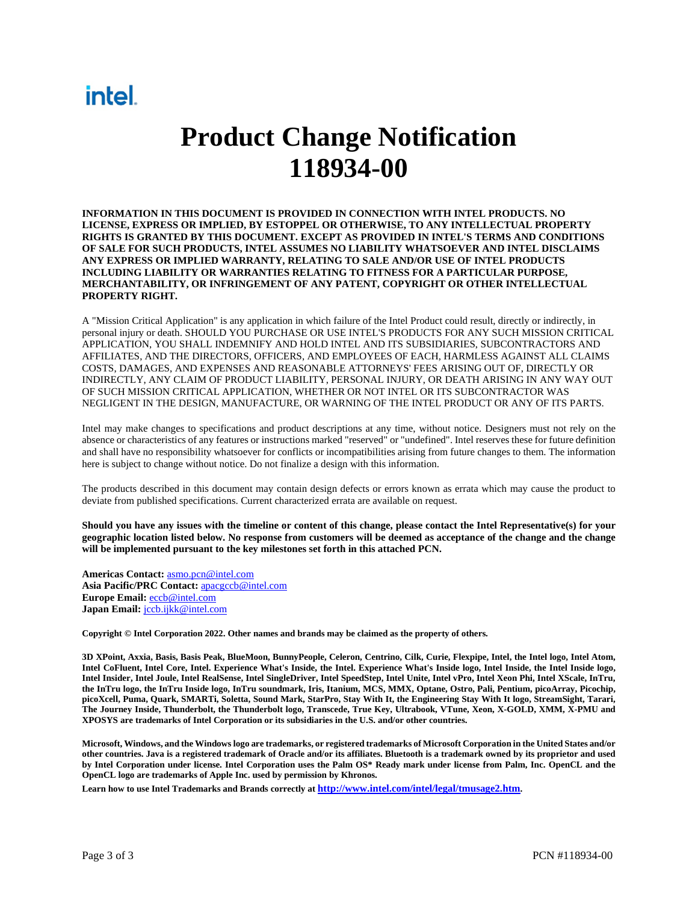intel.

# Product Change Notification 118934-00

**INFORMATION IN THIS DOCUMENT IS PROVIDED IN CONNECTION WITH INTEL PRODUCTS. NO LICENSE, EXPRESS OR IMPLIED, BY ESTOPPEL OR OTHERWISE, TO ANY INTELLECTUAL PROPERTY RIGHTS IS GRANTED BY THIS DOCUMENT. EXCEPT AS PROVIDED IN INTEL'S TERMS AND CONDITIONS OF SALE FOR SUCH PRODUCTS, INTEL ASSUMES NO LIABILITY WHATSOEVER AND INTEL DISCLAIMS ANY EXPRESS OR IMPLIED WARRANTY, RELATING TO SALE AND/OR USE OF INTEL PRODUCTS INCLUDING LIABILITY OR WARRANTIES RELATING TO FITNESS FOR A PARTICULAR PURPOSE, MERCHANTABILITY, OR INFRINGEMENT OF ANY PATENT, COPYRIGHT OR OTHER INTELLECTUAL PROPERTY RIGHT.**

A "Mission Critical Application" is any application in which failure of the Intel Product could result, directly or indirectly, in personal injury or death. SHOULD YOU PURCHASE OR USE INTEL'S PRODUCTS FOR ANY SUCH MISSION CRITICAL APPLICATION, YOU SHALL INDEMNIFY AND HOLD INTEL AND ITS SUBSIDIARIES, SUBCONTRACTORS AND AFFILIATES, AND THE DIRECTORS, OFFICERS, AND EMPLOYEES OF EACH, HARMLESS AGAINST ALL CLAIMS COSTS, DAMAGES, AND EXPENSES AND REASONABLE ATTORNEYS' FEES ARISING OUT OF, DIRECTLY OR INDIRECTLY, ANY CLAIM OF PRODUCT LIABILITY, PERSONAL INJURY, OR DEATH ARISING IN ANY WAY OUT OF SUCH MISSION CRITICAL APPLICATION, WHETHER OR NOT INTEL OR ITS SUBCONTRACTOR WAS NEGLIGENT IN THE DESIGN, MANUFACTURE, OR WARNING OF THE INTEL PRODUCT OR ANY OF ITS PARTS.

Intel may make changes to specifications and product descriptions at any time, without notice. Designers must not rely on the absence or characteristics of any features or instructions marked "reserved" or "undefined". Intel reserves these for future definition and shall have no responsibility whatsoever for conflicts or incompatibilities arising from future changes to them. The information here is subject to change without notice. Do not finalize a design with this information.

The products described in this document may contain design defects or errors known as errata which may cause the product to deviate from published specifications. Current characterized errata are available on request.

**Should you have any issues with the timeline or content of this change, please contact the Intel Representative(s) for your geographic location listed below. No response from customers will be deemed as acceptance of the change and the change will be implemented pursuant to the key milestones set forth in this attached PCN.**

**Americas Contact:** asmo.pcn@intel.com
**Asia Pacific/PRC Contact:** apacgccb@intel.com
**Europe Email:** eccb@intel.com
**Japan Email:** jccb.ijkk@intel.com

**Copyright © Intel Corporation 2022. Other names and brands may be claimed as the property of others.**

**3D XPoint, Axxia, Basis, Basis Peak, BlueMoon, BunnyPeople, Celeron, Centrino, Cilk, Curie, Flexpipe, Intel, the Intel logo, Intel Atom, Intel CoFluent, Intel Core, Intel. Experience What's Inside, the Intel. Experience What's Inside logo, Intel Inside, the Intel Inside logo, Intel Insider, Intel Joule, Intel RealSense, Intel SingleDriver, Intel SpeedStep, Intel Unite, Intel vPro, Intel Xeon Phi, Intel XScale, InTru, the InTru logo, the InTru Inside logo, InTru soundmark, Iris, Itanium, MCS, MMX, Optane, Ostro, Pali, Pentium, picoArray, Picochip, picoXcell, Puma, Quark, SMARTi, Soletta, Sound Mark, StarPro, Stay With It, the Engineering Stay With It logo, StreamSight, Tarari, The Journey Inside, Thunderbolt, the Thunderbolt logo, Transcede, True Key, Ultrabook, VTune, Xeon, X-GOLD, XMM, X-PMU and XPOSYS are trademarks of Intel Corporation or its subsidiaries in the U.S. and/or other countries.**

**Microsoft, Windows, and the Windows logo are trademarks, or registered trademarks of Microsoft Corporation in the United States and/or other countries. Java is a registered trademark of Oracle and/or its affiliates. Bluetooth is a trademark owned by its proprietor and used by Intel Corporation under license. Intel Corporation uses the Palm OS* Ready mark under license from Palm, Inc. OpenCL and the OpenCL logo are trademarks of Apple Inc. used by permission by Khronos.**

**Learn how to use Intel Trademarks and Brands correctly at http://www.intel.com/intel/legal/tmusage2.htm.**